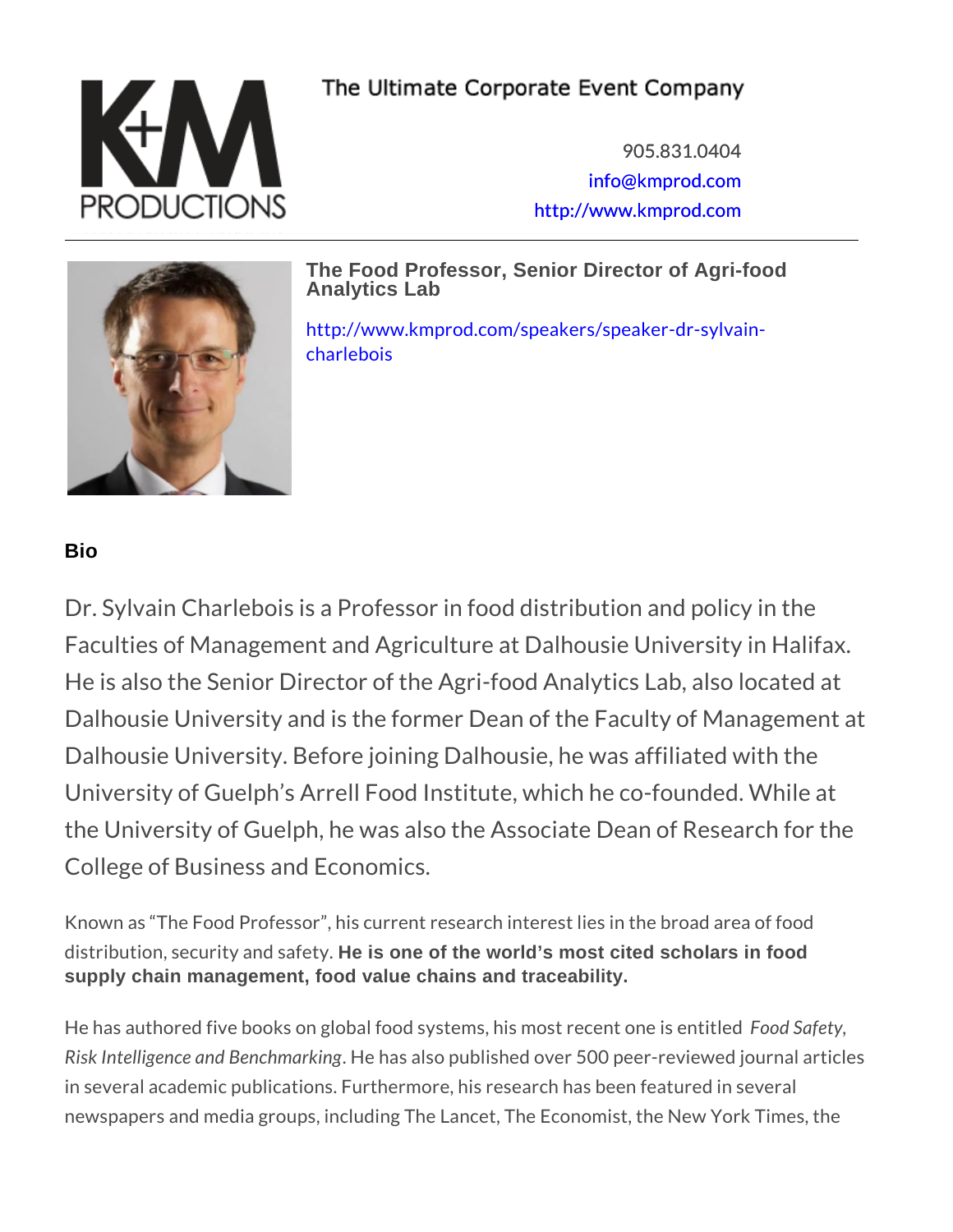The Ultimate Corporate Event Company

905.831.0404
info@kmprod.com
http://www.kmprod.com

### The Food Professor, Senior Director of Agri-food Analytics Lab

http://www.kmprod.com/speakers/speaker-dr-sylvain-charlebois

## Bio

Dr. Sylvain Charlebois is a Professor in food distribution and policy in the Faculties of Management and Agriculture at Dalhousie University in Halifax. He is also the Senior Director of the Agri-food Analytics Lab, also located at Dalhousie University and is the former Dean of the Faculty of Management at Dalhousie University. Before joining Dalhousie, he was affiliated with the University of Guelph's Arrell Food Institute, which he co-founded. While at the University of Guelph, he was also the Associate Dean of Research for the College of Business and Economics.

Known as "The Food Professor", his current research interest lies in the broad area of food distribution, security and safety. **He is one of the world's most cited scholars in food supply chain management, food value chains and traceability.**

He has authored five books on global food systems, his most recent one is entitled *Food Safety, Risk Intelligence and Benchmarking*. He has also published over 500 peer-reviewed journal articles in several academic publications. Furthermore, his research has been featured in several newspapers and media groups, including The Lancet, The Economist, the New York Times, the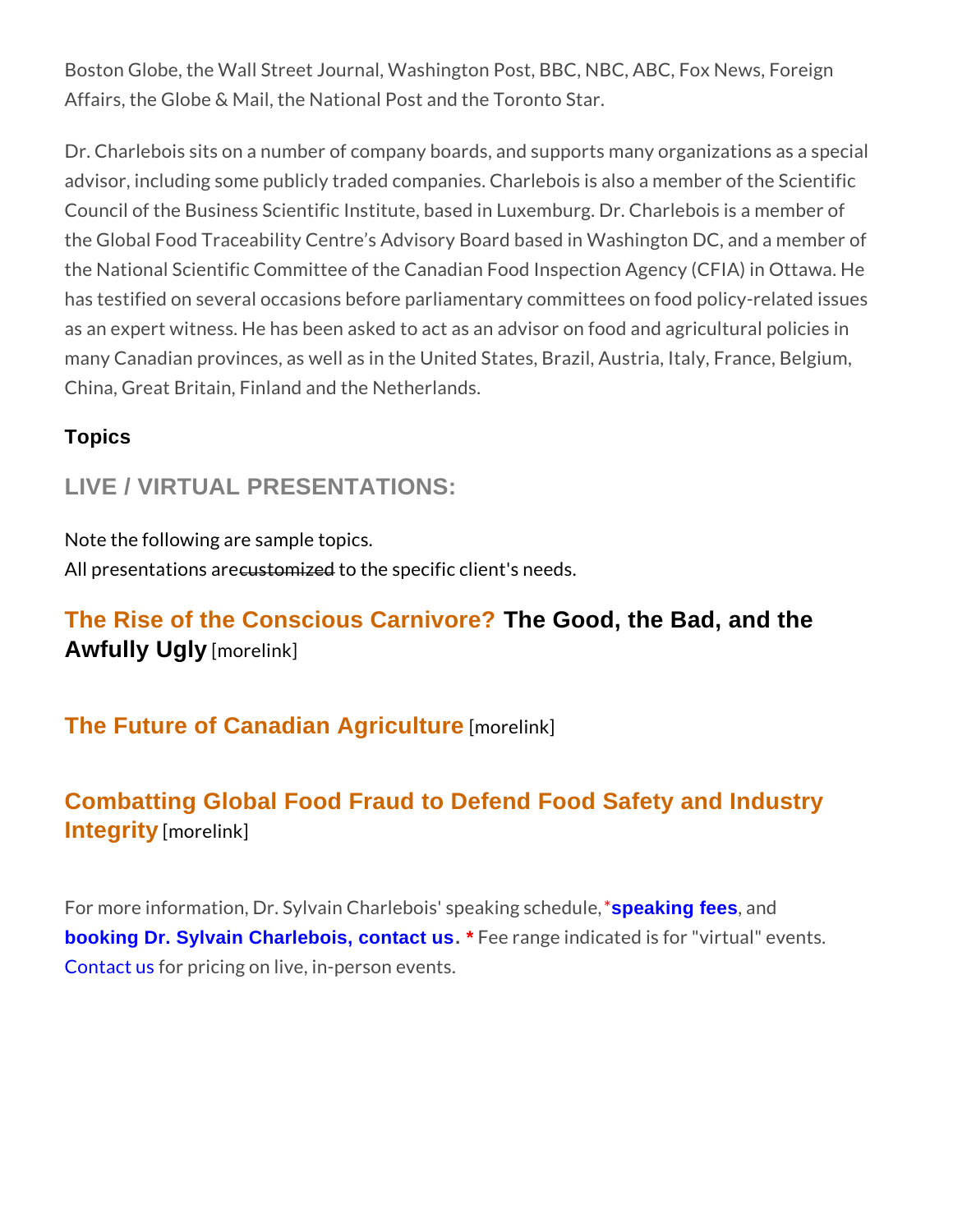Boston Globe, the Wall Street Journal, Washington Post, BBC, NBC, ABC, Fox News, Foreign Affairs, the Globe & Mail, the National Post and the Toronto Star.

Dr. Charlebois sits on a number of company boards, and supports many organizations as a special advisor, including some publicly traded companies. Charlebois is also a member of the Scientific Council of the Business Scientific Institute, based in Luxemburg. Dr. Charlebois is a member of the Global Food Traceability Centre's Advisory Board based in Washington DC, and a member of the National Scientific Committee of the Canadian Food Inspection Agency (CFIA) in Ottawa. He has testified on several occasions before parliamentary committees on food policy-related issues as an expert witness. He has been asked to act as an advisor on food and agricultural policies in many Canadian provinces, as well as in the United States, Brazil, Austria, Italy, France, Belgium, China, Great Britain, Finland and the Netherlands.

**Topics**

## LIVE / VIRTUAL PRESENTATIONS:

Note the following are sample topics.
All presentations are ~~customized~~ to the specific client's needs.

### The Rise of the Conscious Carnivore? The Good, the Bad, and the Awfully Ugly [morelink]

### The Future of Canadian Agriculture [morelink]

### Combatting Global Food Fraud to Defend Food Safety and Industry Integrity [morelink]

For more information, Dr. Sylvain Charlebois' speaking schedule, *speaking fees, and **booking Dr. Sylvain Charlebois, contact us**. * Fee range indicated is for "virtual" events. Contact us for pricing on live, in-person events.